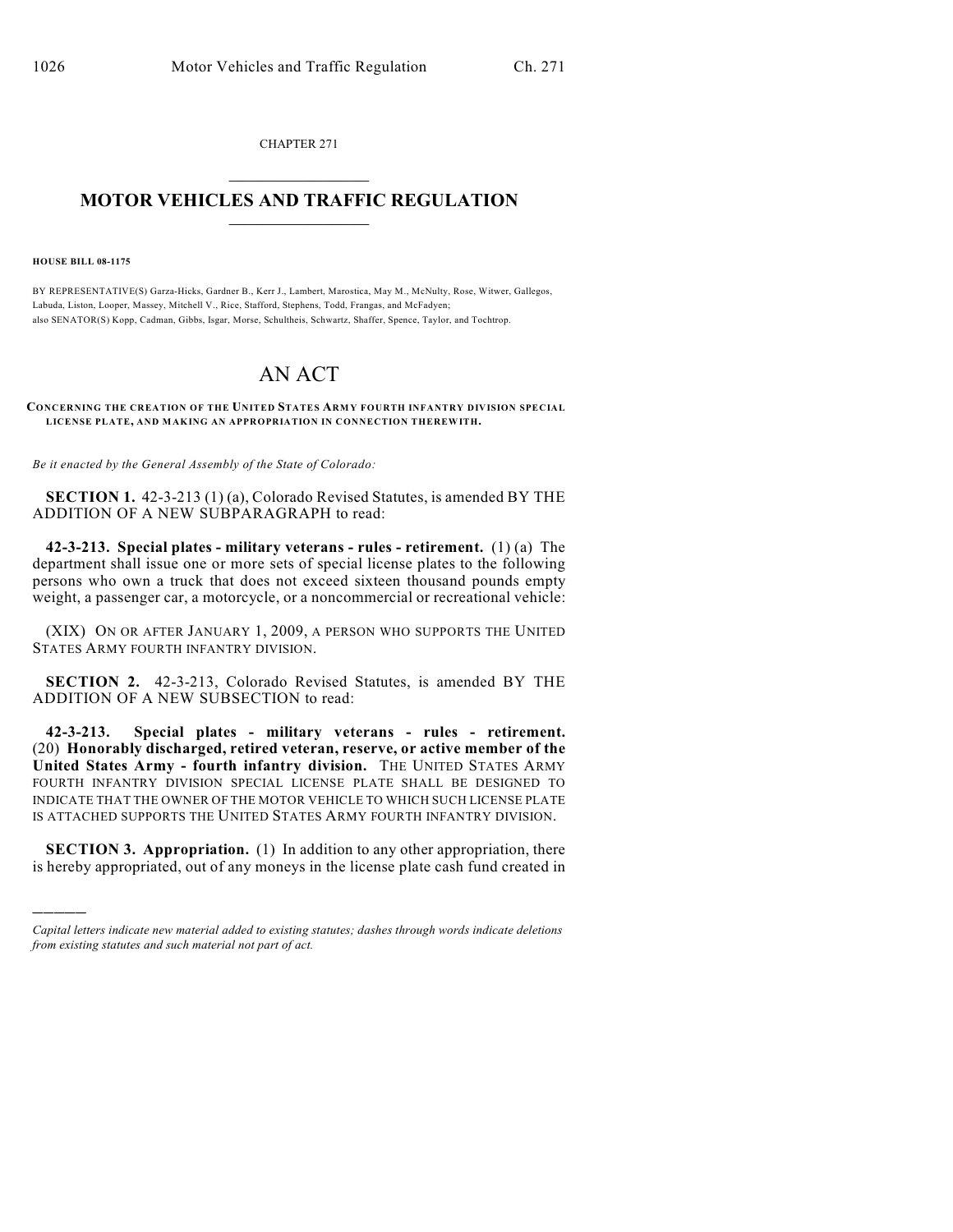CHAPTER 271

# MOTOR VEHICLES AND TRAFFIC REGULATION

**HOUSE BILL 08-1175**

BY REPRESENTATIVE(S) Garza-Hicks, Gardner B., Kerr J., Lambert, Marostica, May M., McNulty, Rose, Witwer, Gallegos, Labuda, Liston, Looper, Massey, Mitchell V., Rice, Stafford, Stephens, Todd, Frangas, and McFadyen;
also SENATOR(S) Kopp, Cadman, Gibbs, Isgar, Morse, Schultheis, Schwartz, Shaffer, Spence, Taylor, and Tochtrop.

# AN ACT

**CONCERNING THE CREATION OF THE UNITED STATES ARMY FOURTH INFANTRY DIVISION SPECIAL LICENSE PLATE, AND MAKING AN APPROPRIATION IN CONNECTION THEREWITH.**

*Be it enacted by the General Assembly of the State of Colorado:*

**SECTION 1.** 42-3-213 (1) (a), Colorado Revised Statutes, is amended BY THE ADDITION OF A NEW SUBPARAGRAPH to read:

**42-3-213. Special plates - military veterans - rules - retirement.** (1) (a) The department shall issue one or more sets of special license plates to the following persons who own a truck that does not exceed sixteen thousand pounds empty weight, a passenger car, a motorcycle, or a noncommercial or recreational vehicle:

(XIX) ON OR AFTER JANUARY 1, 2009, A PERSON WHO SUPPORTS THE UNITED STATES ARMY FOURTH INFANTRY DIVISION.

**SECTION 2.** 42-3-213, Colorado Revised Statutes, is amended BY THE ADDITION OF A NEW SUBSECTION to read:

**42-3-213. Special plates - military veterans - rules - retirement.** (20) **Honorably discharged, retired veteran, reserve, or active member of the United States Army - fourth infantry division.** THE UNITED STATES ARMY FOURTH INFANTRY DIVISION SPECIAL LICENSE PLATE SHALL BE DESIGNED TO INDICATE THAT THE OWNER OF THE MOTOR VEHICLE TO WHICH SUCH LICENSE PLATE IS ATTACHED SUPPORTS THE UNITED STATES ARMY FOURTH INFANTRY DIVISION.

**SECTION 3. Appropriation.** (1) In addition to any other appropriation, there is hereby appropriated, out of any moneys in the license plate cash fund created in

*Capital letters indicate new material added to existing statutes; dashes through words indicate deletions from existing statutes and such material not part of act.*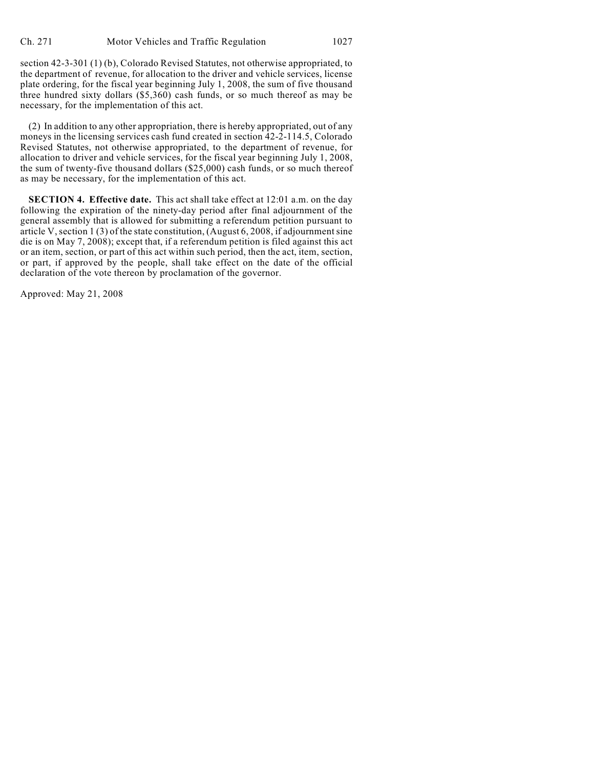section 42-3-301 (1) (b), Colorado Revised Statutes, not otherwise appropriated, to the department of revenue, for allocation to the driver and vehicle services, license plate ordering, for the fiscal year beginning July 1, 2008, the sum of five thousand three hundred sixty dollars ($5,360) cash funds, or so much thereof as may be necessary, for the implementation of this act.

(2) In addition to any other appropriation, there is hereby appropriated, out of any moneys in the licensing services cash fund created in section 42-2-114.5, Colorado Revised Statutes, not otherwise appropriated, to the department of revenue, for allocation to driver and vehicle services, for the fiscal year beginning July 1, 2008, the sum of twenty-five thousand dollars ($25,000) cash funds, or so much thereof as may be necessary, for the implementation of this act.

**SECTION 4. Effective date.** This act shall take effect at 12:01 a.m. on the day following the expiration of the ninety-day period after final adjournment of the general assembly that is allowed for submitting a referendum petition pursuant to article V, section 1 (3) of the state constitution, (August 6, 2008, if adjournment sine die is on May 7, 2008); except that, if a referendum petition is filed against this act or an item, section, or part of this act within such period, then the act, item, section, or part, if approved by the people, shall take effect on the date of the official declaration of the vote thereon by proclamation of the governor.

Approved: May 21, 2008